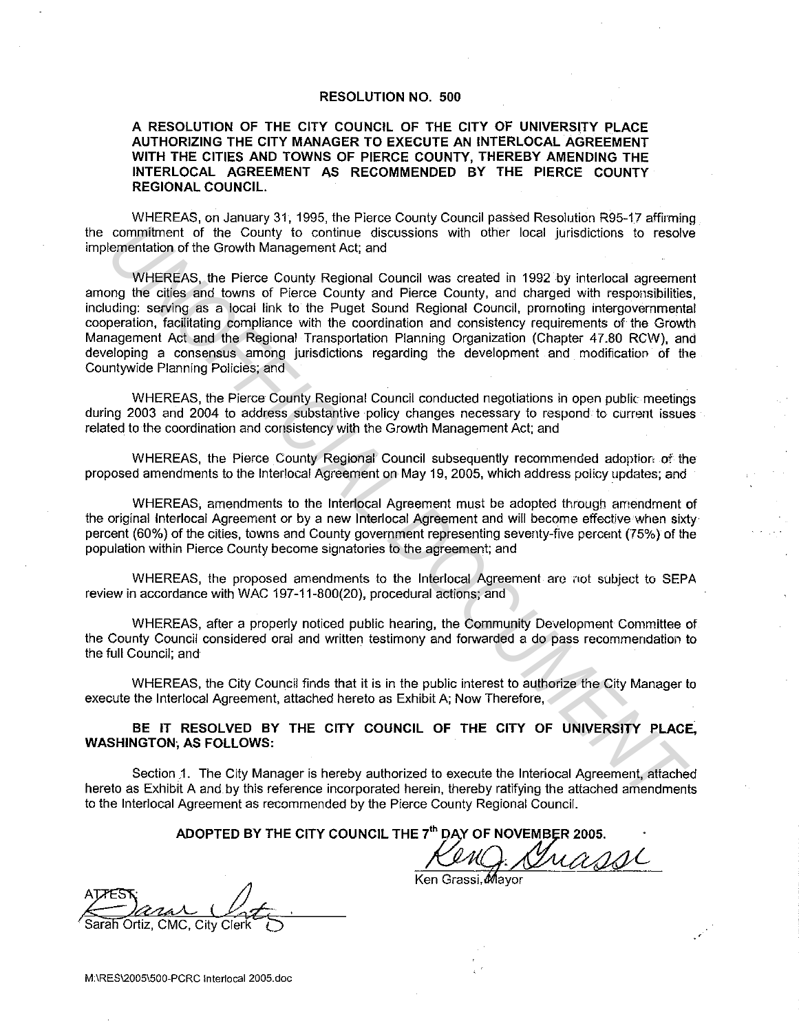# RESOLUTION NO. 500

**A RESOLUTION OF THE CITY COUNCIL OF THE CITY OF UNIVERSITY PLACE AUTHORIZING THE CITY MANAGER TO EXECUTE AN INTERLOCAL AGREEMENT WITH THE CITIES AND TOWNS OF PIERCE COUNTY, THEREBY AMENDING THE INTERLOCAL AGREEMENT AS RECOMMENDED BY THE PIERCE COUNTY REGIONAL COUNCIL.**

WHEREAS, on January 31, 1995, the Pierce County Council passed Resolution R95-17 affirming the commitment of the County to continue discussions with other local jurisdictions to resolve implementation of the Growth Management Act; and

WHEREAS, the Pierce County Regional Council was created in 1992 by interlocal agreement among the cities and towns of Pierce County and Pierce County, and charged with responsibilities, including: serving as a local link to the Puget Sound Regional Council, promoting intergovernmental cooperation, facilitating compliance with the coordination and consistency requirements of the Growth Management Act and the Regional Transportation Planning Organization (Chapter 47.80 RCW), and developing a consensus among jurisdictions regarding the development and modification of the Countywide Planning Policies; and

WHEREAS, the Pierce County Regional Council conducted negotiations in open public meetings during 2003 and 2004 to address substantive policy changes necessary to respond to current issues related to the coordination and consistency with the Growth Management Act; and

WHEREAS, the Pierce County Regional Council subsequently recommended adoption of the proposed amendments to the Interlocal Agreement on May 19, 2005, which address policy updates; and

WHEREAS, amendments to the Interlocal Agreement must be adopted through amendment of the original Interlocal Agreement or by a new Interlocal Agreement and will become effective when sixty percent (60%) of the cities, towns and County government representing seventy-five percent (75%) of the population within Pierce County become signatories to the agreement; and

WHEREAS, the proposed amendments to the Interlocal Agreement are not subject to SEPA review in accordance with WAC 197-11-800(20), procedural actions; and

WHEREAS, after a properly noticed public hearing, the Community Development Committee of the County Council considered oral and written testimony and forwarded a do pass recommendation to the full Council; and

WHEREAS, the City Council finds that it is in the public interest to authorize the City Manager to execute the Interlocal Agreement, attached hereto as Exhibit A; Now Therefore,

**BE IT RESOLVED BY THE CITY COUNCIL OF THE CITY OF UNIVERSITY PLACE, WASHINGTON, AS FOLLOWS:**

Section 1. The City Manager is hereby authorized to execute the Interlocal Agreement, attached hereto as Exhibit A and by this reference incorporated herein, thereby ratifying the attached amendments to the Interlocal Agreement as recommended by the Pierce County Regional Council.

**ADOPTED BY THE CITY COUNCIL THE 7th DAY OF NOVEMBER 2005.**

Ken Grassi, Mayor

ATTEST:

Sarah Ortiz, CMC, City Clerk

M:\RES\2005\500-PCRC Interlocal 2005.doc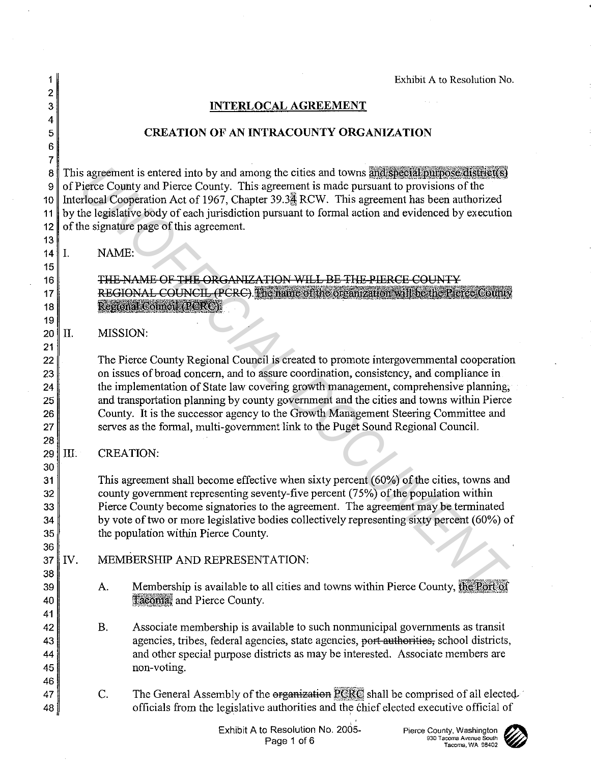Exhibit A to Resolution No.

# INTERLOCAL AGREEMENT

## CREATION OF AN INTRACOUNTY ORGANIZATION

This agreement is entered into by and among the cities and towns and special purpose district(s) of Pierce County and Pierce County. This agreement is made pursuant to provisions of the Interlocal Cooperation Act of 1967, Chapter 39.34 RCW. This agreement has been authorized by the legislative body of each jurisdiction pursuant to formal action and evidenced by execution of the signature page of this agreement.

I. NAME:

~~THE NAME OF THE ORGANIZATION WILL BE THE PIERCE COUNTY REGIONAL COUNCIL (PCRC).~~ The name of the organization will be the Pierce County Regional Council (PCRC).

II. MISSION:

The Pierce County Regional Council is created to promote intergovernmental cooperation on issues of broad concern, and to assure coordination, consistency, and compliance in the implementation of State law covering growth management, comprehensive planning, and transportation planning by county government and the cities and towns within Pierce County. It is the successor agency to the Growth Management Steering Committee and serves as the formal, multi-government link to the Puget Sound Regional Council.

III. CREATION:

This agreement shall become effective when sixty percent (60%) of the cities, towns and county government representing seventy-five percent (75%) of the population within Pierce County become signatories to the agreement. The agreement may be terminated by vote of two or more legislative bodies collectively representing sixty percent (60%) of the population within Pierce County.

IV. MEMBERSHIP AND REPRESENTATION:

A. Membership is available to all cities and towns within Pierce County, the Port of Tacoma, and Pierce County.

B. Associate membership is available to such nonmunicipal governments as transit agencies, tribes, federal agencies, state agencies, ~~port authorities,~~ school districts, and other special purpose districts as may be interested. Associate members are non-voting.

C. The General Assembly of the ~~organization~~ PCRC shall be comprised of all elected officials from the legislative authorities and the chief elected executive official of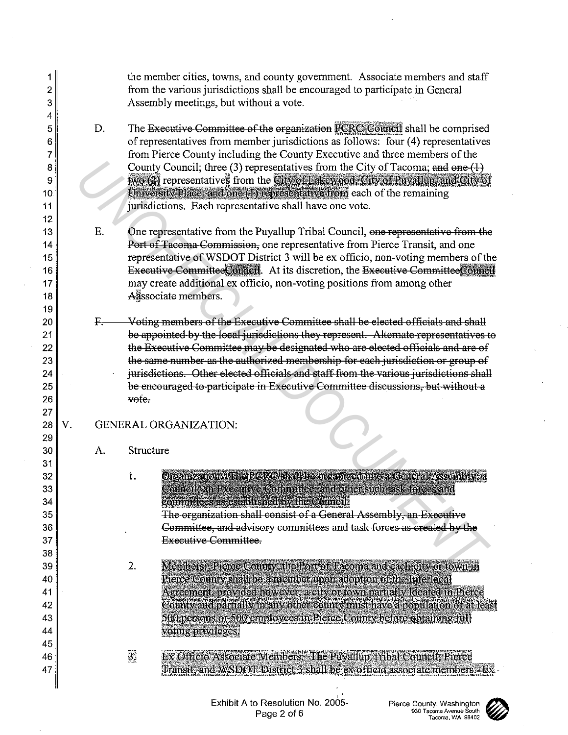the member cities, towns, and county government. Associate members and staff from the various jurisdictions shall be encouraged to participate in General Assembly meetings, but without a vote.

D. The ~~Executive Committee of the organization~~ PCRC Council shall be comprised of representatives from member jurisdictions as follows: four (4) representatives from Pierce County including the County Executive and three members of the County Council; three (3) representatives from the City of Tacoma; ~~and one (1)~~ two (2) representatives from the City of Lakewood, City of Puyallup, and City of University Place, and one (1) representative from each of the remaining jurisdictions. Each representative shall have one vote.

E. One representative from the Puyallup Tribal Council, ~~one representative from the Port of Tacoma Commission,~~ one representative from Pierce Transit, and one representative of WSDOT District 3 will be ex officio, non-voting members of the ~~Executive Committee~~Council. At its discretion, the ~~Executive Committee~~Council may create additional ex officio, non-voting positions from among other ~~A~~associate members.

~~F. Voting members of the Executive Committee shall be elected officials and shall be appointed by the local jurisdictions they represent. Alternate representatives to the Executive Committee may be designated who are elected officials and are of the same number as the authorized membership for each jurisdiction or group of jurisdictions. Other elected officials and staff from the various jurisdictions shall be encouraged to participate in Executive Committee discussions, but without a vote.~~

V. GENERAL ORGANIZATION:

A. Structure

1. Organization: The PCRC shall be organized into a General Assembly, a Council, an Executive Committee, and other such task forces and committees as established by the Council.
~~The organization shall consist of a General Assembly, an Executive Committee, and advisory committees and task forces as created by the Executive Committee.~~

2. Members: Pierce County, the Port of Tacoma and each city or town in Pierce County shall be a member upon adoption of the Interlocal Agreement, provided however, a city or town partially located in Pierce County and partially in any other county must have a population of at least 500 persons or 500 employees in Pierce County before obtaining full voting privileges.

3. Ex Officio Associate Members: The Puyallup Tribal Council, Pierce Transit, and WSDOT District 3 shall be ex officio associate members. Ex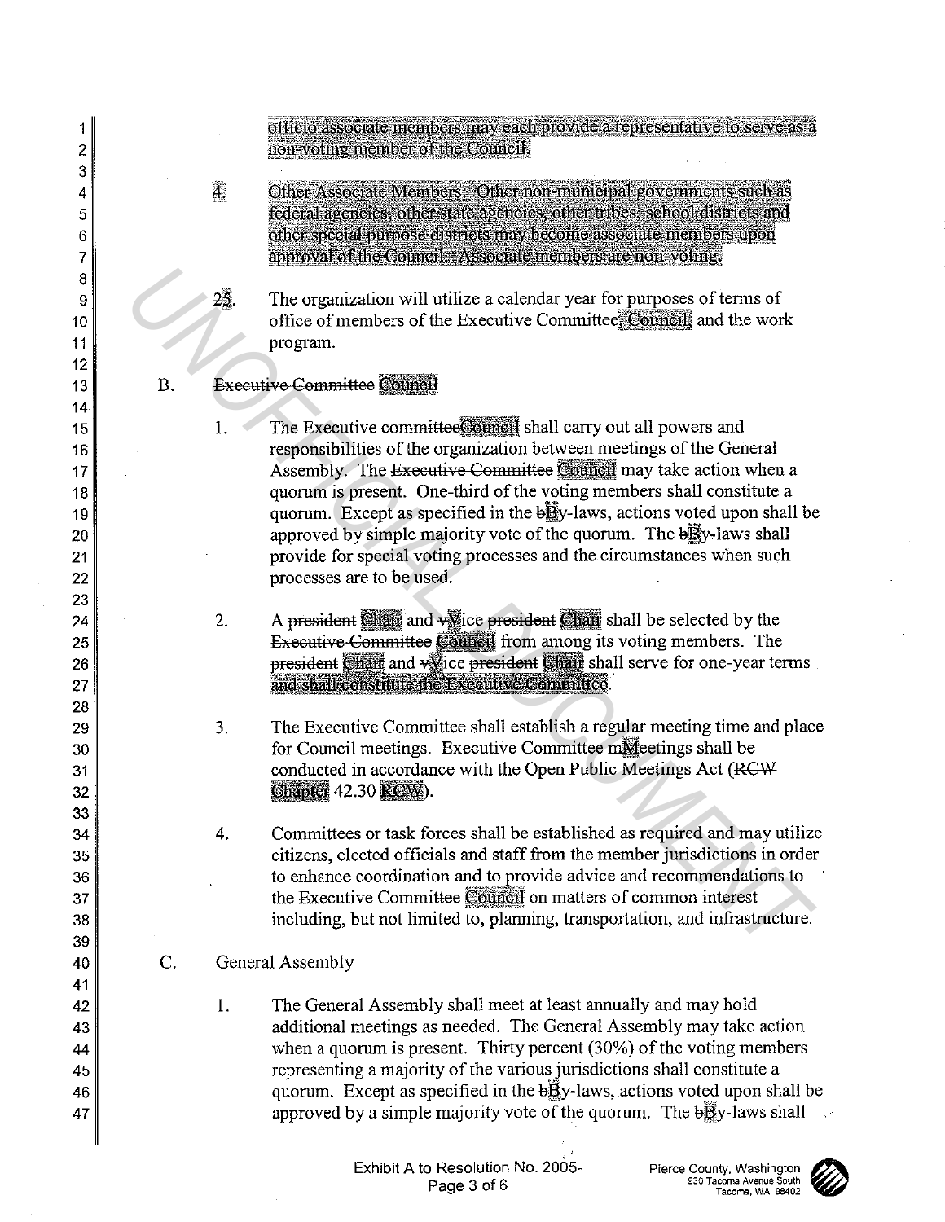officio associate members may each provide a representative to serve as a non-voting member of the Council.

4. Other Associate Members: Other non-municipal governments such as federal agencies, other state agencies, other tribes, school districts and other special purpose districts may become associate members upon approval of the Council. Associate members are non-voting.

~~2~~5. The organization will utilize a calendar year for purposes of terms of office of members of the Executive Committee, Council, and the work program.

B. ~~Executive Committee~~ Council

1. The ~~Executive committee~~Council shall carry out all powers and responsibilities of the organization between meetings of the General Assembly. The ~~Executive Committee~~ Council may take action when a quorum is present. One-third of the voting members shall constitute a quorum. Except as specified in the ~~b~~By-laws, actions voted upon shall be approved by simple majority vote of the quorum. The ~~b~~By-laws shall provide for special voting processes and the circumstances when such processes are to be used.

2. A ~~president~~ Chair and ~~v~~Vice ~~president~~ Chair shall be selected by the ~~Executive Committee~~ Council from among its voting members. The ~~president~~ Chair and ~~v~~Vice ~~president~~ Chair shall serve for one-year terms and shall constitute the Executive Committee.

3. The Executive Committee shall establish a regular meeting time and place for Council meetings. ~~Executive Committee m~~Meetings shall be conducted in accordance with the Open Public Meetings Act (~~RCW~~ Chapter 42.30 RCW).

4. Committees or task forces shall be established as required and may utilize citizens, elected officials and staff from the member jurisdictions in order to enhance coordination and to provide advice and recommendations to the ~~Executive Committee~~ Council on matters of common interest including, but not limited to, planning, transportation, and infrastructure.

C. General Assembly

1. The General Assembly shall meet at least annually and may hold additional meetings as needed. The General Assembly may take action when a quorum is present. Thirty percent (30%) of the voting members representing a majority of the various jurisdictions shall constitute a quorum. Except as specified in the ~~b~~By-laws, actions voted upon shall be approved by a simple majority vote of the quorum. The ~~b~~By-laws shall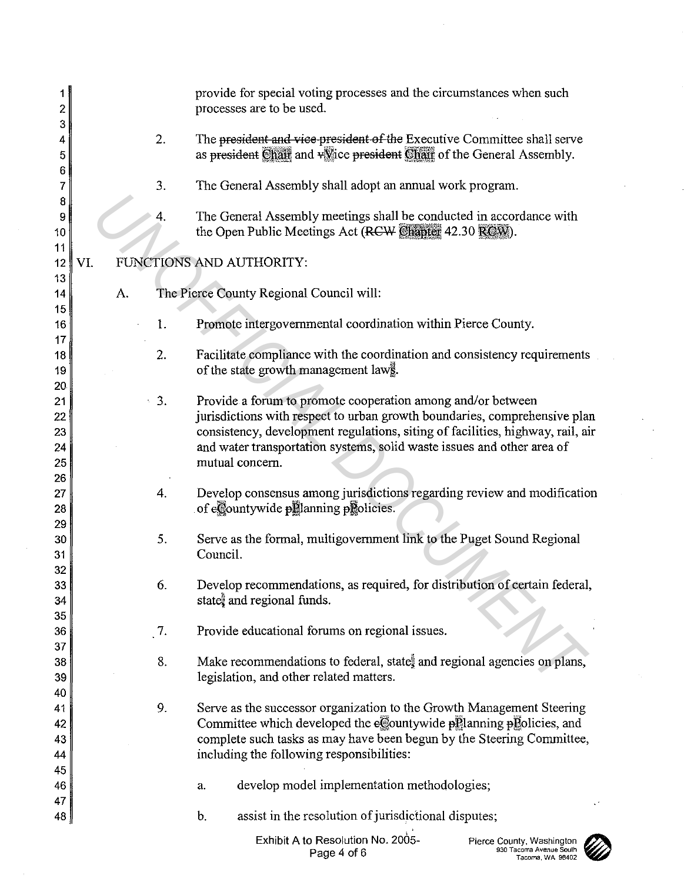provide for special voting processes and the circumstances when such processes are to be used.

2. The ~~president and vice-president of the~~ Executive Committee shall serve as ~~president~~ Chair and ~~v~~Vice ~~president~~ Chair of the General Assembly.

3. The General Assembly shall adopt an annual work program.

4. The General Assembly meetings shall be conducted in accordance with the Open Public Meetings Act (~~RCW~~ Chapter 42.30 RCW).

VI. FUNCTIONS AND AUTHORITY:

A. The Pierce County Regional Council will:

1. Promote intergovernmental coordination within Pierce County.

2. Facilitate compliance with the coordination and consistency requirements of the state growth management laws.

3. Provide a forum to promote cooperation among and/or between jurisdictions with respect to urban growth boundaries, comprehensive plan consistency, development regulations, siting of facilities, highway, rail, air and water transportation systems, solid waste issues and other area of mutual concern.

4. Develop consensus among jurisdictions regarding review and modification of ~~c~~Countywide ~~p~~Planning ~~p~~Policies.

5. Serve as the formal, multigovernment link to the Puget Sound Regional Council.

6. Develop recommendations, as required, for distribution of certain federal, state, and regional funds.

7. Provide educational forums on regional issues.

8. Make recommendations to federal, state, and regional agencies on plans, legislation, and other related matters.

9. Serve as the successor organization to the Growth Management Steering Committee which developed the ~~c~~Countywide ~~p~~Planning ~~p~~Policies, and complete such tasks as may have been begun by the Steering Committee, including the following responsibilities:

   a. develop model implementation methodologies;

   b. assist in the resolution of jurisdictional disputes;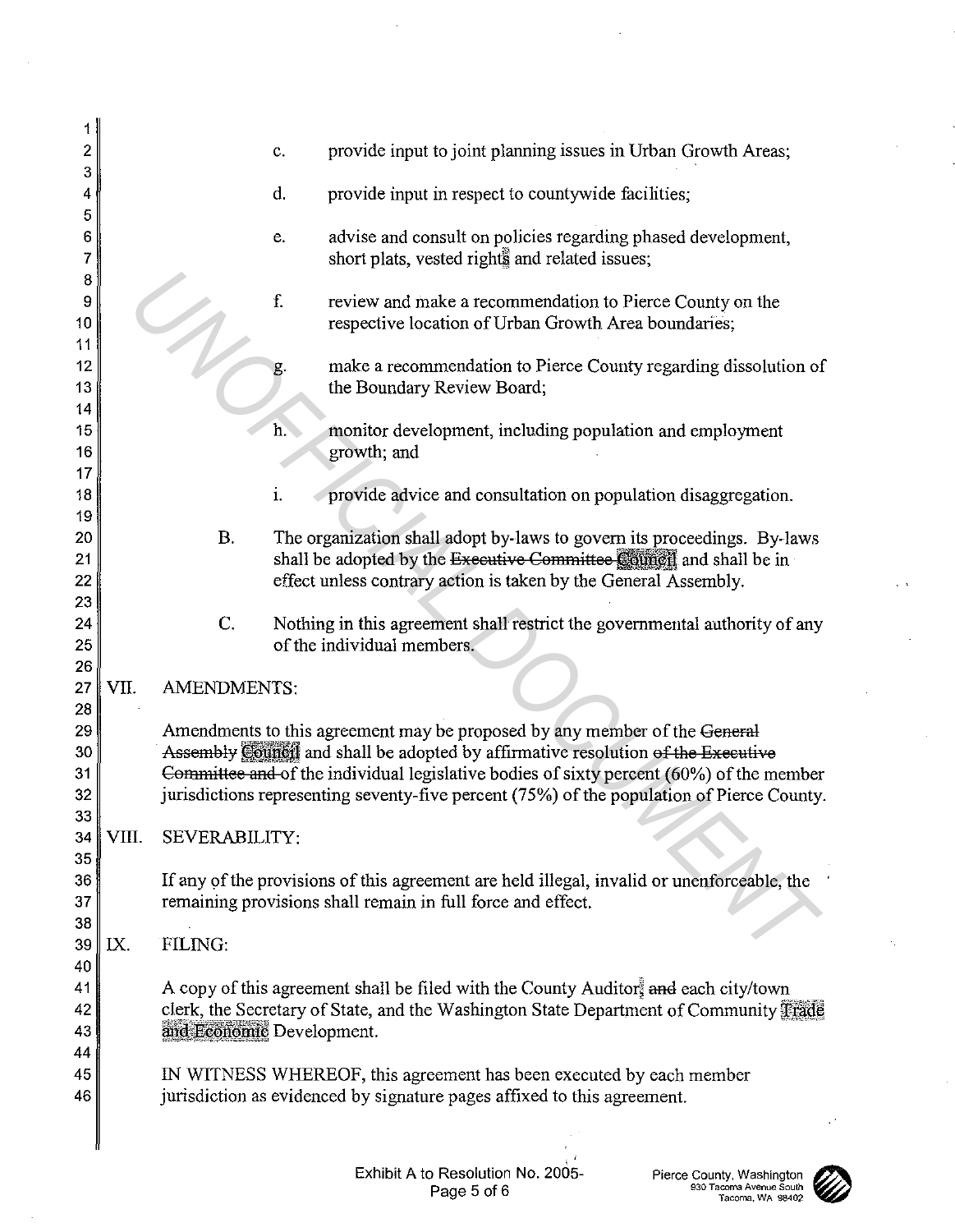c. provide input to joint planning issues in Urban Growth Areas;

d. provide input in respect to countywide facilities;

e. advise and consult on policies regarding phased development, short plats, vested rights and related issues;

f. review and make a recommendation to Pierce County on the respective location of Urban Growth Area boundaries;

g. make a recommendation to Pierce County regarding dissolution of the Boundary Review Board;

h. monitor development, including population and employment growth; and

i. provide advice and consultation on population disaggregation.

B. The organization shall adopt by-laws to govern its proceedings. By-laws shall be adopted by the ~~Executive Committee~~ Council and shall be in effect unless contrary action is taken by the General Assembly.

C. Nothing in this agreement shall restrict the governmental authority of any of the individual members.

## VII. AMENDMENTS:

Amendments to this agreement may be proposed by any member of the ~~General Assembly~~ Council and shall be adopted by affirmative resolution ~~of the Executive Committee and~~ of the individual legislative bodies of sixty percent (60%) of the member jurisdictions representing seventy-five percent (75%) of the population of Pierce County.

## VIII. SEVERABILITY:

If any of the provisions of this agreement are held illegal, invalid or unenforceable, the remaining provisions shall remain in full force and effect.

## IX. FILING:

A copy of this agreement shall be filed with the County Auditor, ~~and~~ each city/town clerk, the Secretary of State, and the Washington State Department of Community Trade and Economic Development.

IN WITNESS WHEREOF, this agreement has been executed by each member jurisdiction as evidenced by signature pages affixed to this agreement.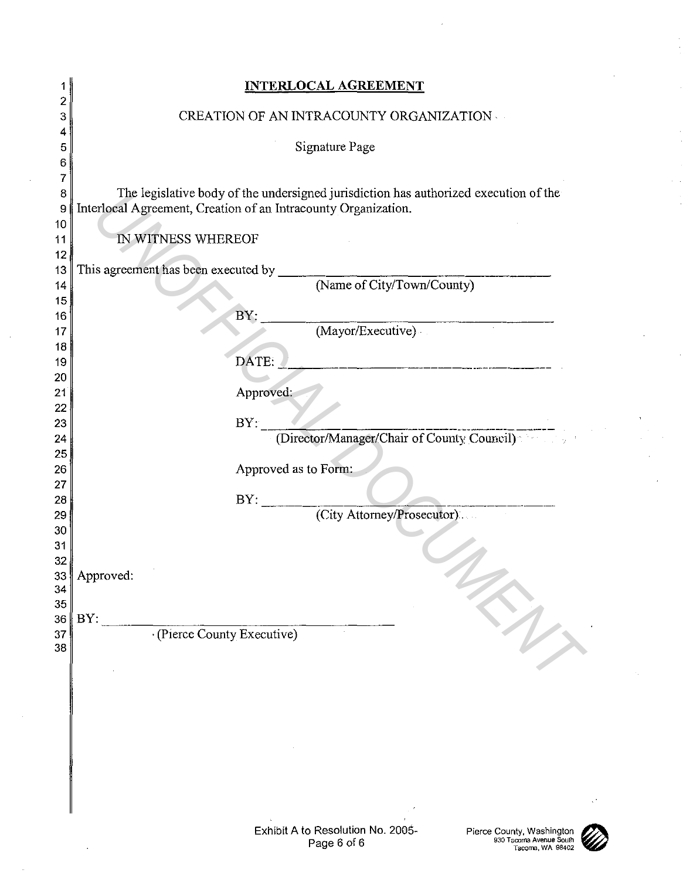# INTERLOCAL AGREEMENT

CREATION OF AN INTRACOUNTY ORGANIZATION

Signature Page

The legislative body of the undersigned jurisdiction has authorized execution of the Interlocal Agreement, Creation of an Intracounty Organization.

IN WITNESS WHEREOF

This agreement has been executed by ______________________________________
(Name of City/Town/County)

BY: ______________________________________
(Mayor/Executive)

DATE: ______________________________________

Approved:

BY: ______________________________________
(Director/Manager/Chair of County Council)

Approved as to Form:

BY: ______________________________________
(City Attorney/Prosecutor)

Approved:

BY: ______________________________________
(Pierce County Executive)

Exhibit A to Resolution No. 2005-

Pierce County, Washington
930 Tacoma Avenue South
Tacoma, WA 98402